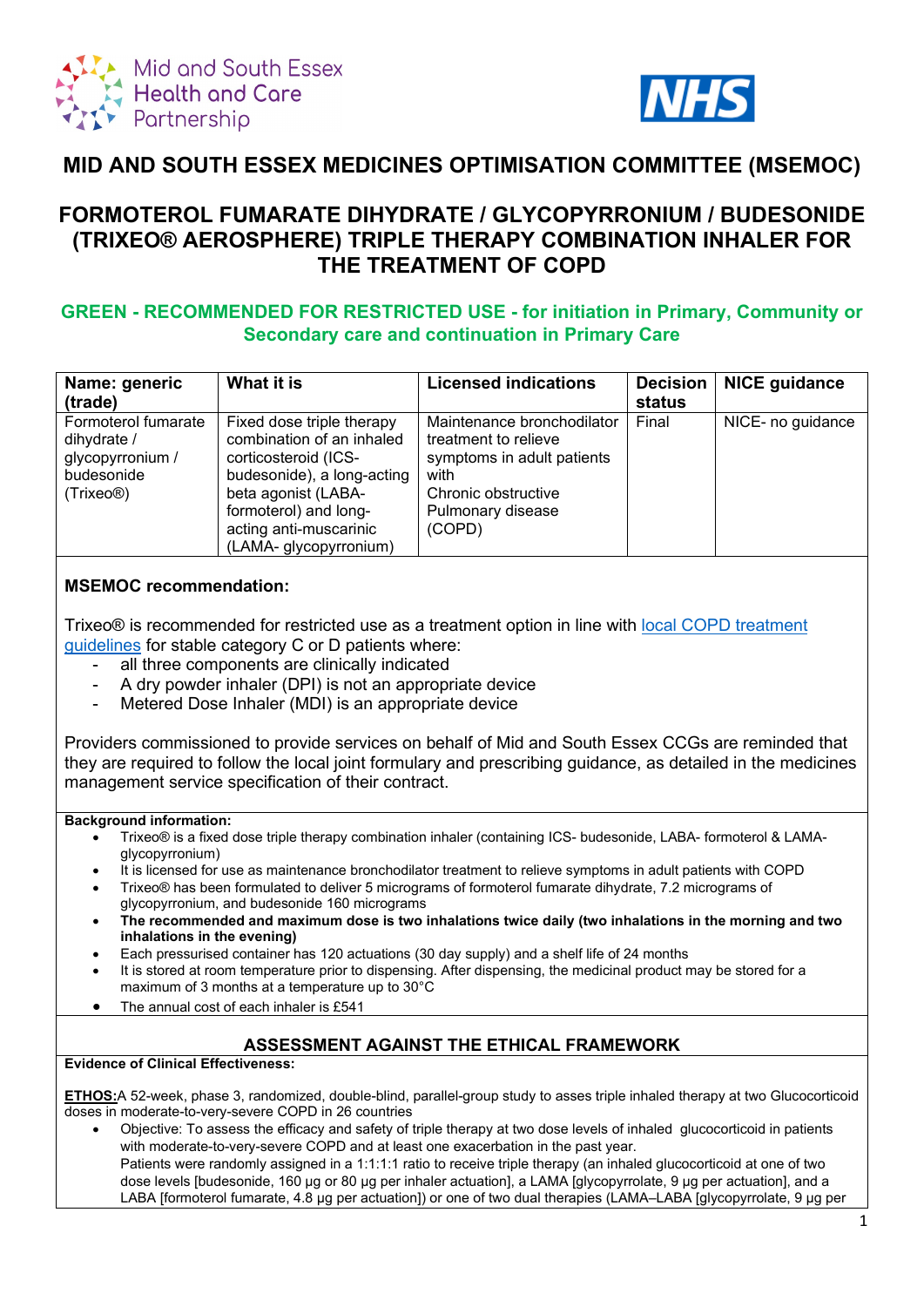# MID AND SOUTH ESSEX MEDICINES OPTIMISATION COMMITTEE (MSEMOC)

## FORMOTEROL FUMARATE DIHYDRATE / GLYCOPYRRONIUM / BUDESONIDE (TRIXEO® AEROSPHERE) TRIPLE THERAPY COMBINATION INHALER FOR THE TREATMENT OF COPD

### GREEN - RECOMMENDED FOR RESTRICTED USE - for initiation in Primary, Community or Secondary care and continuation in Primary Care

| Name: generic (trade) | What it is | Licensed indications | Decision status | NICE guidance |
|---|---|---|---|---|
| Formoterol fumarate dihydrate / glycopyrronium / budesonide (Trixeo®) | Fixed dose triple therapy combination of an inhaled corticosteroid (ICS- budesonide), a long-acting beta agonist (LABA- formoterol) and long-acting anti-muscarinic (LAMA- glycopyrronium) | Maintenance bronchodilator treatment to relieve symptoms in adult patients with Chronic obstructive Pulmonary disease (COPD) | Final | NICE- no guidance |

**MSEMOC recommendation:**

Trixeo® is recommended for restricted use as a treatment option in line with local COPD treatment guidelines for stable category C or D patients where:

- all three components are clinically indicated
- A dry powder inhaler (DPI) is not an appropriate device
- Metered Dose Inhaler (MDI) is an appropriate device

Providers commissioned to provide services on behalf of Mid and South Essex CCGs are reminded that they are required to follow the local joint formulary and prescribing guidance, as detailed in the medicines management service specification of their contract.

**Background information:**

- Trixeo® is a fixed dose triple therapy combination inhaler (containing ICS- budesonide, LABA- formoterol & LAMA- glycopyrronium)
- It is licensed for use as maintenance bronchodilator treatment to relieve symptoms in adult patients with COPD
- Trixeo® has been formulated to deliver 5 micrograms of formoterol fumarate dihydrate, 7.2 micrograms of glycopyrronium, and budesonide 160 micrograms
- **The recommended and maximum dose is two inhalations twice daily (two inhalations in the morning and two inhalations in the evening)**
- Each pressurised container has 120 actuations (30 day supply) and a shelf life of 24 months
- It is stored at room temperature prior to dispensing. After dispensing, the medicinal product may be stored for a maximum of 3 months at a temperature up to 30°C
- The annual cost of each inhaler is £541

## ASSESSMENT AGAINST THE ETHICAL FRAMEWORK

**Evidence of Clinical Effectiveness:**

**ETHOS:** A 52-week, phase 3, randomized, double-blind, parallel-group study to asses triple inhaled therapy at two Glucocorticoid doses in moderate-to-very-severe COPD in 26 countries

- Objective: To assess the efficacy and safety of triple therapy at two dose levels of inhaled glucocorticoid in patients with moderate-to-very-severe COPD and at least one exacerbation in the past year.
  Patients were randomly assigned in a 1:1:1:1 ratio to receive triple therapy (an inhaled glucocorticoid at one of two dose levels [budesonide, 160 µg or 80 µg per inhaler actuation], a LAMA [glycopyrrolate, 9 µg per actuation], and a LABA [formoterol fumarate, 4.8 µg per actuation]) or one of two dual therapies (LAMA–LABA [glycopyrrolate, 9 µg per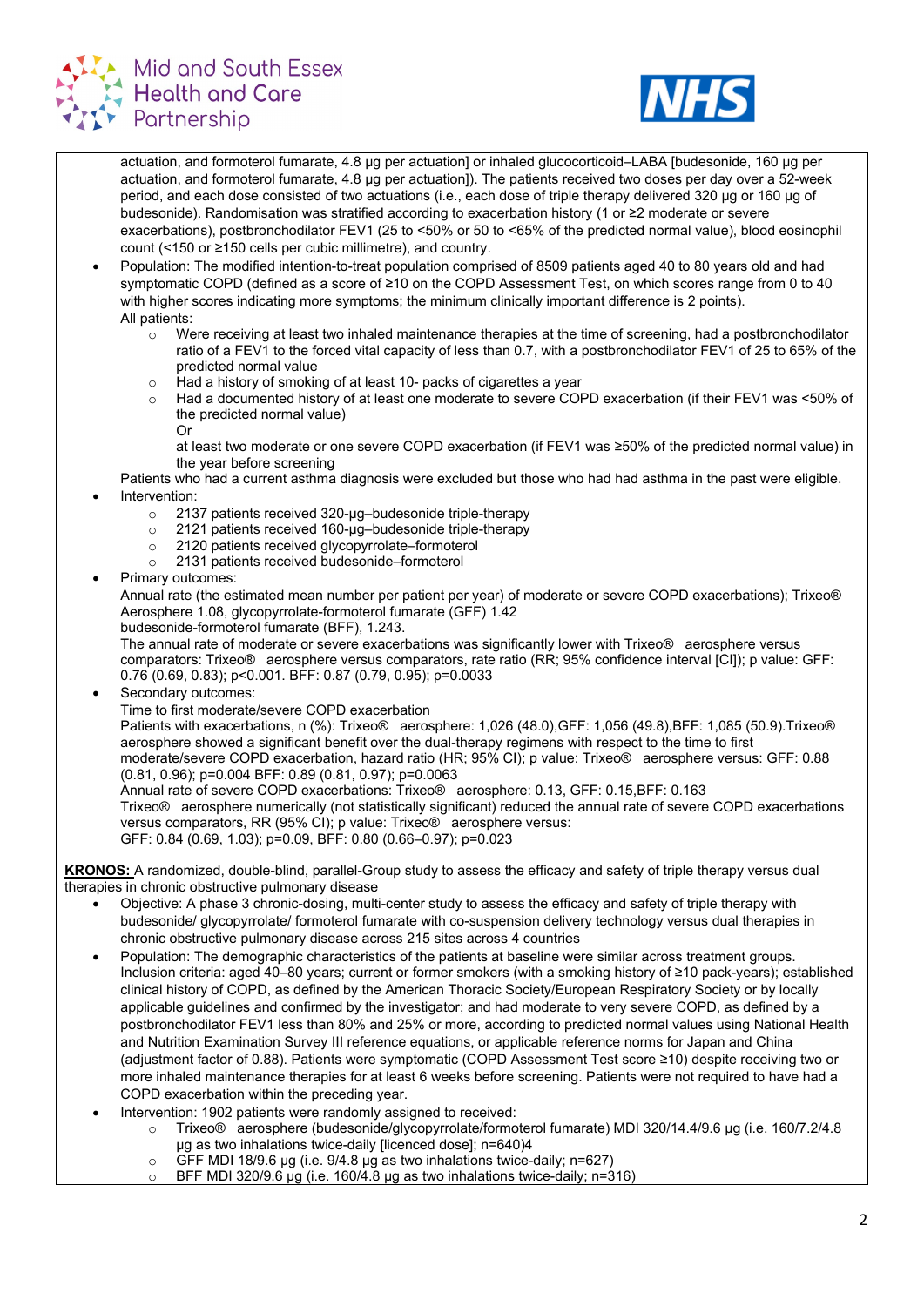actuation, and formoterol fumarate, 4.8 µg per actuation] or inhaled glucocorticoid–LABA [budesonide, 160 µg per actuation, and formoterol fumarate, 4.8 µg per actuation]). The patients received two doses per day over a 52-week period, and each dose consisted of two actuations (i.e., each dose of triple therapy delivered 320 µg or 160 µg of budesonide). Randomisation was stratified according to exacerbation history (1 or ≥2 moderate or severe exacerbations), postbronchodilator FEV1 (25 to <50% or 50 to <65% of the predicted normal value), blood eosinophil count (<150 or ≥150 cells per cubic millimetre), and country.

- Population: The modified intention-to-treat population comprised of 8509 patients aged 40 to 80 years old and had symptomatic COPD (defined as a score of ≥10 on the COPD Assessment Test, on which scores range from 0 to 40 with higher scores indicating more symptoms; the minimum clinically important difference is 2 points).
  All patients:
  - Were receiving at least two inhaled maintenance therapies at the time of screening, had a postbronchodilator ratio of a FEV1 to the forced vital capacity of less than 0.7, with a postbronchodilator FEV1 of 25 to 65% of the predicted normal value
  - Had a history of smoking of at least 10- packs of cigarettes a year
  - Had a documented history of at least one moderate to severe COPD exacerbation (if their FEV1 was <50% of the predicted normal value)
    Or
    at least two moderate or one severe COPD exacerbation (if FEV1 was ≥50% of the predicted normal value) in the year before screening

  Patients who had a current asthma diagnosis were excluded but those who had had asthma in the past were eligible.
- Intervention:
  - 2137 patients received 320-µg–budesonide triple-therapy
  - 2121 patients received 160-µg–budesonide triple-therapy
  - 2120 patients received glycopyrrolate–formoterol
  - 2131 patients received budesonide–formoterol
- Primary outcomes:
  Annual rate (the estimated mean number per patient per year) of moderate or severe COPD exacerbations); Trixeo® Aerosphere 1.08, glycopyrrolate-formoterol fumarate (GFF) 1.42
  budesonide-formoterol fumarate (BFF), 1.243.
  The annual rate of moderate or severe exacerbations was significantly lower with Trixeo® aerosphere versus comparators: Trixeo® aerosphere versus comparators, rate ratio (RR; 95% confidence interval [CI]); p value: GFF: 0.76 (0.69, 0.83); p<0.001. BFF: 0.87 (0.79, 0.95); p=0.0033
- Secondary outcomes:
  Time to first moderate/severe COPD exacerbation
  Patients with exacerbations, n (%): Trixeo® aerosphere: 1,026 (48.0),GFF: 1,056 (49.8),BFF: 1,085 (50.9).Trixeo® aerosphere showed a significant benefit over the dual-therapy regimens with respect to the time to first moderate/severe COPD exacerbation, hazard ratio (HR; 95% CI); p value: Trixeo® aerosphere versus: GFF: 0.88 (0.81, 0.96); p=0.004 BFF: 0.89 (0.81, 0.97); p=0.0063
  Annual rate of severe COPD exacerbations: Trixeo® aerosphere: 0.13, GFF: 0.15,BFF: 0.163
  Trixeo® aerosphere numerically (not statistically significant) reduced the annual rate of severe COPD exacerbations versus comparators, RR (95% CI); p value: Trixeo® aerosphere versus:
  GFF: 0.84 (0.69, 1.03); p=0.09, BFF: 0.80 (0.66–0.97); p=0.023

**KRONOS:** A randomized, double-blind, parallel-Group study to assess the efficacy and safety of triple therapy versus dual therapies in chronic obstructive pulmonary disease

- Objective: A phase 3 chronic-dosing, multi-center study to assess the efficacy and safety of triple therapy with budesonide/ glycopyrrolate/ formoterol fumarate with co-suspension delivery technology versus dual therapies in chronic obstructive pulmonary disease across 215 sites across 4 countries
- Population: The demographic characteristics of the patients at baseline were similar across treatment groups. Inclusion criteria: aged 40–80 years; current or former smokers (with a smoking history of ≥10 pack-years); established clinical history of COPD, as defined by the American Thoracic Society/European Respiratory Society or by locally applicable guidelines and confirmed by the investigator; and had moderate to very severe COPD, as defined by a postbronchodilator FEV1 less than 80% and 25% or more, according to predicted normal values using National Health and Nutrition Examination Survey III reference equations, or applicable reference norms for Japan and China (adjustment factor of 0.88). Patients were symptomatic (COPD Assessment Test score ≥10) despite receiving two or more inhaled maintenance therapies for at least 6 weeks before screening. Patients were not required to have had a COPD exacerbation within the preceding year.
- Intervention: 1902 patients were randomly assigned to received:
  - Trixeo® aerosphere (budesonide/glycopyrrolate/formoterol fumarate) MDI 320/14.4/9.6 µg (i.e. 160/7.2/4.8 µg as two inhalations twice-daily [licenced dose]; n=640)4
  - GFF MDI 18/9.6 µg (i.e. 9/4.8 µg as two inhalations twice-daily; n=627)
  - BFF MDI 320/9.6 µg (i.e. 160/4.8 µg as two inhalations twice-daily; n=316)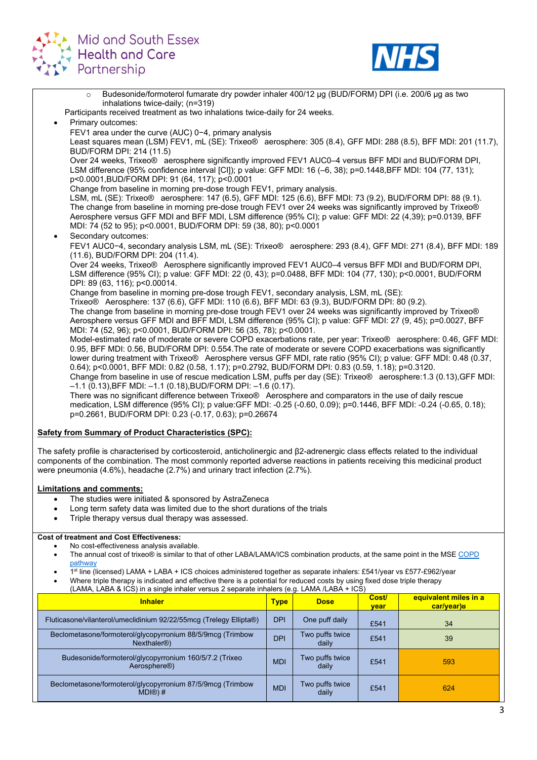- Budesonide/formoterol fumarate dry powder inhaler 400/12 µg (BUD/FORM) DPI (i.e. 200/6 µg as two inhalations twice-daily; (n=319)

Participants received treatment as two inhalations twice-daily for 24 weeks.

- Primary outcomes:
  FEV1 area under the curve (AUC) 0−4, primary analysis
  Least squares mean (LSM) FEV1, mL (SE): Trixeo® aerosphere: 305 (8.4), GFF MDI: 288 (8.5), BFF MDI: 201 (11.7), BUD/FORM DPI: 214 (11.5)
  Over 24 weeks, Trixeo® aerosphere significantly improved FEV1 AUC0–4 versus BFF MDI and BUD/FORM DPI, LSM difference (95% confidence interval [CI]); p value: GFF MDI: 16 (–6, 38); p=0.1448,BFF MDI: 104 (77, 131); p<0.0001,BUD/FORM DPI: 91 (64, 117); p<0.0001
  Change from baseline in morning pre-dose trough FEV1, primary analysis.
  LSM, mL (SE): Trixeo® aerosphere: 147 (6.5), GFF MDI: 125 (6.6), BFF MDI: 73 (9.2), BUD/FORM DPI: 88 (9.1).
  The change from baseline in morning pre-dose trough FEV1 over 24 weeks was significantly improved by Trixeo® Aerosphere versus GFF MDI and BFF MDI, LSM difference (95% CI); p value: GFF MDI: 22 (4,39); p=0.0139, BFF MDI: 74 (52 to 95); p<0.0001, BUD/FORM DPI: 59 (38, 80); p<0.0001
- Secondary outcomes:
  FEV1 AUC0−4, secondary analysis LSM, mL (SE): Trixeo® aerosphere: 293 (8.4), GFF MDI: 271 (8.4), BFF MDI: 189 (11.6), BUD/FORM DPI: 204 (11.4).
  Over 24 weeks, Trixeo® Aerosphere significantly improved FEV1 AUC0–4 versus BFF MDI and BUD/FORM DPI, LSM difference (95% CI); p value: GFF MDI: 22 (0, 43); p=0.0488, BFF MDI: 104 (77, 130); p<0.0001, BUD/FORM DPI: 89 (63, 116); p<0.00014.
  Change from baseline in morning pre-dose trough FEV1, secondary analysis, LSM, mL (SE):
  Trixeo® Aerosphere: 137 (6.6), GFF MDI: 110 (6.6), BFF MDI: 63 (9.3), BUD/FORM DPI: 80 (9.2).
  The change from baseline in morning pre-dose trough FEV1 over 24 weeks was significantly improved by Trixeo® Aerosphere versus GFF MDI and BFF MDI, LSM difference (95% CI); p value: GFF MDI: 27 (9, 45); p=0.0027, BFF MDI: 74 (52, 96); p<0.0001, BUD/FORM DPI: 56 (35, 78); p<0.0001.
  Model-estimated rate of moderate or severe COPD exacerbations rate, per year: Trixeo® aerosphere: 0.46, GFF MDI: 0.95, BFF MDI: 0.56, BUD/FORM DPI: 0.554.The rate of moderate or severe COPD exacerbations was significantly lower during treatment with Trixeo® Aerosphere versus GFF MDI, rate ratio (95% CI); p value: GFF MDI: 0.48 (0.37, 0.64); p<0.0001, BFF MDI: 0.82 (0.58, 1.17); p=0.2792, BUD/FORM DPI: 0.83 (0.59, 1.18); p=0.3120.
  Change from baseline in use of rescue medication LSM, puffs per day (SE): Trixeo® aerosphere:1.3 (0.13),GFF MDI: –1.1 (0.13),BFF MDI: –1.1 (0.18),BUD/FORM DPI: –1.6 (0.17).
  There was no significant difference between Trixeo® Aerosphere and comparators in the use of daily rescue medication, LSM difference (95% CI); p value:GFF MDI: -0.25 (-0.60, 0.09); p=0.1446, BFF MDI: -0.24 (-0.65, 0.18); p=0.2661, BUD/FORM DPI: 0.23 (-0.17, 0.63); p=0.26674

**Safety from Summary of Product Characteristics (SPC):**

The safety profile is characterised by corticosteroid, anticholinergic and β2-adrenergic class effects related to the individual components of the combination. The most commonly reported adverse reactions in patients receiving this medicinal product were pneumonia (4.6%), headache (2.7%) and urinary tract infection (2.7%).

**Limitations and comments:**

- The studies were initiated & sponsored by AstraZeneca
- Long term safety data was limited due to the short durations of the trials
- Triple therapy versus dual therapy was assessed.

**Cost of treatment and Cost Effectiveness:**

- No cost-effectiveness analysis available.
- The annual cost of trixeo® is similar to that of other LABA/LAMA/ICS combination products, at the same point in the MSE COPD pathway
- 1st line (licensed) LAMA + LABA + ICS choices administered together as separate inhalers: £541/year vs £577-£962/year
- Where triple therapy is indicated and effective there is a potential for reduced costs by using fixed dose triple therapy (LAMA, LABA & ICS) in a single inhaler versus 2 separate inhalers (e.g. LAMA /LABA + ICS)

| Inhaler | Type | Dose | Cost/ year | equivalent miles in a car/year)ƨ |
|---|---|---|---|---|
| Fluticasone/vilanterol/umeclidinium 92/22/55mcg (Trelegy Ellipta®) | DPI | One puff daily | £541 | 34 |
| Beclometasone/formoterol/glycopyrronium 88/5/9mcg (Trimbow Nexthaler®) | DPI | Two puffs twice daily | £541 | 39 |
| Budesonide/formoterol/glycopyrronium 160/5/7.2 (Trixeo Aerosphere®) | MDI | Two puffs twice daily | £541 | 593 |
| Beclometasone/formoterol/glycopyrronium 87/5/9mcg (Trimbow MDI®) # | MDI | Two puffs twice daily | £541 | 624 |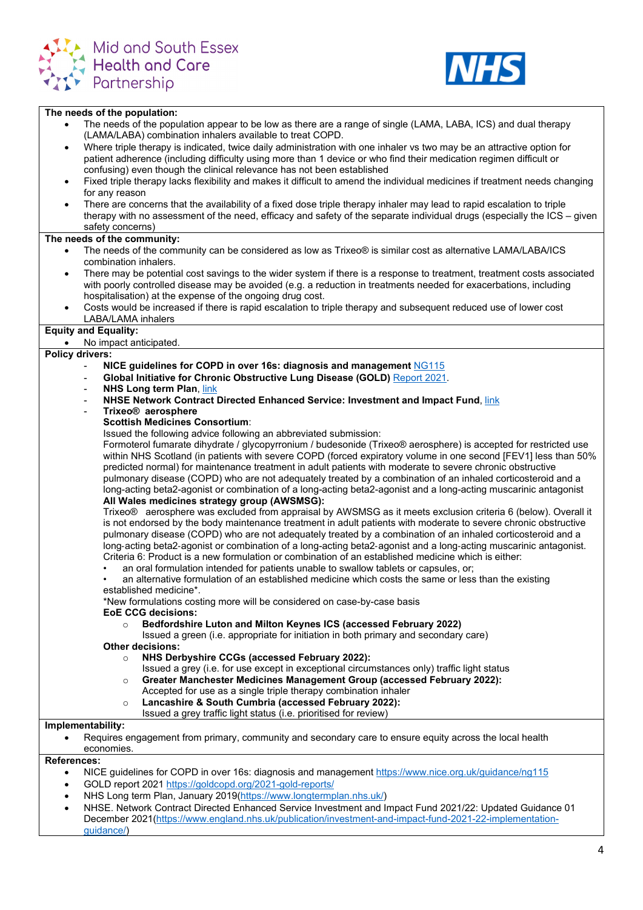**The needs of the population:**

- The needs of the population appear to be low as there are a range of single (LAMA, LABA, ICS) and dual therapy (LAMA/LABA) combination inhalers available to treat COPD.
- Where triple therapy is indicated, twice daily administration with one inhaler vs two may be an attractive option for patient adherence (including difficulty using more than 1 device or who find their medication regimen difficult or confusing) even though the clinical relevance has not been established
- Fixed triple therapy lacks flexibility and makes it difficult to amend the individual medicines if treatment needs changing for any reason
- There are concerns that the availability of a fixed dose triple therapy inhaler may lead to rapid escalation to triple therapy with no assessment of the need, efficacy and safety of the separate individual drugs (especially the ICS – given safety concerns)

**The needs of the community:**

- The needs of the community can be considered as low as Trixeo® is similar cost as alternative LAMA/LABA/ICS combination inhalers.
- There may be potential cost savings to the wider system if there is a response to treatment, treatment costs associated with poorly controlled disease may be avoided (e.g. a reduction in treatments needed for exacerbations, including hospitalisation) at the expense of the ongoing drug cost.
- Costs would be increased if there is rapid escalation to triple therapy and subsequent reduced use of lower cost LABA/LAMA inhalers

**Equity and Equality:**

- No impact anticipated.

**Policy drivers:**

- **NICE guidelines for COPD in over 16s: diagnosis and management** NG115
- **Global Initiative for Chronic Obstructive Lung Disease (GOLD)** Report 2021.
- **NHS Long term Plan**, link
- **NHSE Network Contract Directed Enhanced Service: Investment and Impact Fund**, link
- **Trixeo® aerosphere**

  **Scottish Medicines Consortium**:

  Issued the following advice following an abbreviated submission:

  Formoterol fumarate dihydrate / glycopyrronium / budesonide (Trixeo® aerosphere) is accepted for restricted use within NHS Scotland (in patients with severe COPD (forced expiratory volume in one second [FEV1] less than 50% predicted normal) for maintenance treatment in adult patients with moderate to severe chronic obstructive pulmonary disease (COPD) who are not adequately treated by a combination of an inhaled corticosteroid and a long-acting beta2-agonist or combination of a long-acting beta2-agonist and a long-acting muscarinic antagonist

  **All Wales medicines strategy group (AWSMSG):**

  Trixeo® aerosphere was excluded from appraisal by AWSMSG as it meets exclusion criteria 6 (below). Overall it is not endorsed by the body maintenance treatment in adult patients with moderate to severe chronic obstructive pulmonary disease (COPD) who are not adequately treated by a combination of an inhaled corticosteroid and a long-acting beta2-agonist or combination of a long-acting beta2-agonist and a long-acting muscarinic antagonist. Criteria 6: Product is a new formulation or combination of an established medicine which is either:

  - an oral formulation intended for patients unable to swallow tablets or capsules, or;
  - an alternative formulation of an established medicine which costs the same or less than the existing established medicine*.

  *New formulations costing more will be considered on case-by-case basis

  **EoE CCG decisions:**

  - **Bedfordshire Luton and Milton Keynes ICS (accessed February 2022)**
    Issued a green (i.e. appropriate for initiation in both primary and secondary care)

  **Other decisions:**

  - **NHS Derbyshire CCGs (accessed February 2022):**
    Issued a grey (i.e. for use except in exceptional circumstances only) traffic light status
  - **Greater Manchester Medicines Management Group (accessed February 2022):**
    Accepted for use as a single triple therapy combination inhaler
  - **Lancashire & South Cumbria (accessed February 2022):**
    Issued a grey traffic light status (i.e. prioritised for review)

**Implementability:**

- Requires engagement from primary, community and secondary care to ensure equity across the local health economies.

**References:**

- NICE guidelines for COPD in over 16s: diagnosis and management https://www.nice.org.uk/guidance/ng115
- GOLD report 2021 https://goldcopd.org/2021-gold-reports/
- NHS Long term Plan, January 2019(https://www.longtermplan.nhs.uk/)
- NHSE. Network Contract Directed Enhanced Service Investment and Impact Fund 2021/22: Updated Guidance 01 December 2021(https://www.england.nhs.uk/publication/investment-and-impact-fund-2021-22-implementation-guidance/)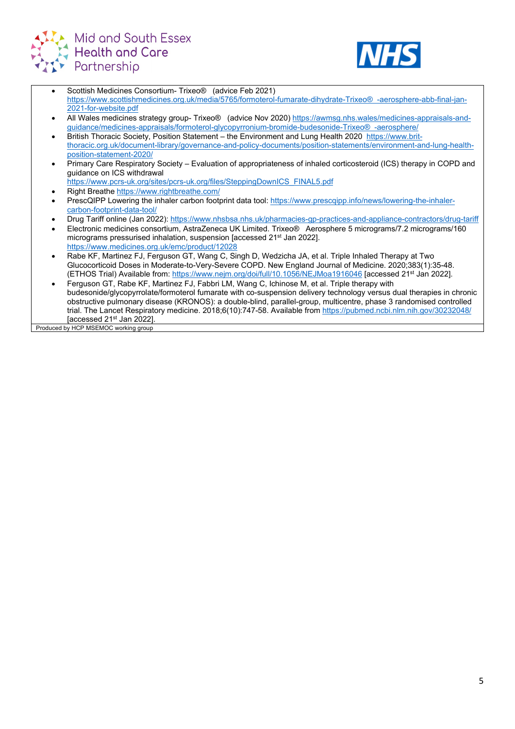- Scottish Medicines Consortium- Trixeo® (advice Feb 2021) https://www.scottishmedicines.org.uk/media/5765/formoterol-fumarate-dihydrate-Trixeo®-aerosphere-abb-final-jan-2021-for-website.pdf
- All Wales medicines strategy group- Trixeo® (advice Nov 2020) https://awmsg.nhs.wales/medicines-appraisals-and-guidance/medicines-appraisals/formoterol-glycopyrronium-bromide-budesonide-Trixeo®-aerosphere/
- British Thoracic Society, Position Statement – the Environment and Lung Health 2020 https://www.brit-thoracic.org.uk/document-library/governance-and-policy-documents/position-statements/environment-and-lung-health-position-statement-2020/
- Primary Care Respiratory Society – Evaluation of appropriateness of inhaled corticosteroid (ICS) therapy in COPD and guidance on ICS withdrawal https://www.pcrs-uk.org/sites/pcrs-uk.org/files/SteppingDownICS_FINAL5.pdf
- Right Breathe https://www.rightbreathe.com/
- PrescQIPP Lowering the inhaler carbon footprint data tool: https://www.prescqipp.info/news/lowering-the-inhaler-carbon-footprint-data-tool/
- Drug Tariff online (Jan 2022): https://www.nhsbsa.nhs.uk/pharmacies-gp-practices-and-appliance-contractors/drug-tariff
- Electronic medicines consortium, AstraZeneca UK Limited. Trixeo® Aerosphere 5 micrograms/7.2 micrograms/160 micrograms pressurised inhalation, suspension [accessed 21st Jan 2022]. https://www.medicines.org.uk/emc/product/12028
- Rabe KF, Martinez FJ, Ferguson GT, Wang C, Singh D, Wedzicha JA, et al. Triple Inhaled Therapy at Two Glucocorticoid Doses in Moderate-to-Very-Severe COPD. New England Journal of Medicine. 2020;383(1):35-48. (ETHOS Trial) Available from: https://www.nejm.org/doi/full/10.1056/NEJMoa1916046 [accessed 21st Jan 2022].
- Ferguson GT, Rabe KF, Martinez FJ, Fabbri LM, Wang C, Ichinose M, et al. Triple therapy with budesonide/glycopyrrolate/formoterol fumarate with co-suspension delivery technology versus dual therapies in chronic obstructive pulmonary disease (KRONOS): a double-blind, parallel-group, multicentre, phase 3 randomised controlled trial. The Lancet Respiratory medicine. 2018;6(10):747-58. Available from https://pubmed.ncbi.nlm.nih.gov/30232048/ [accessed 21st Jan 2022].

Produced by HCP MSEMOC working group